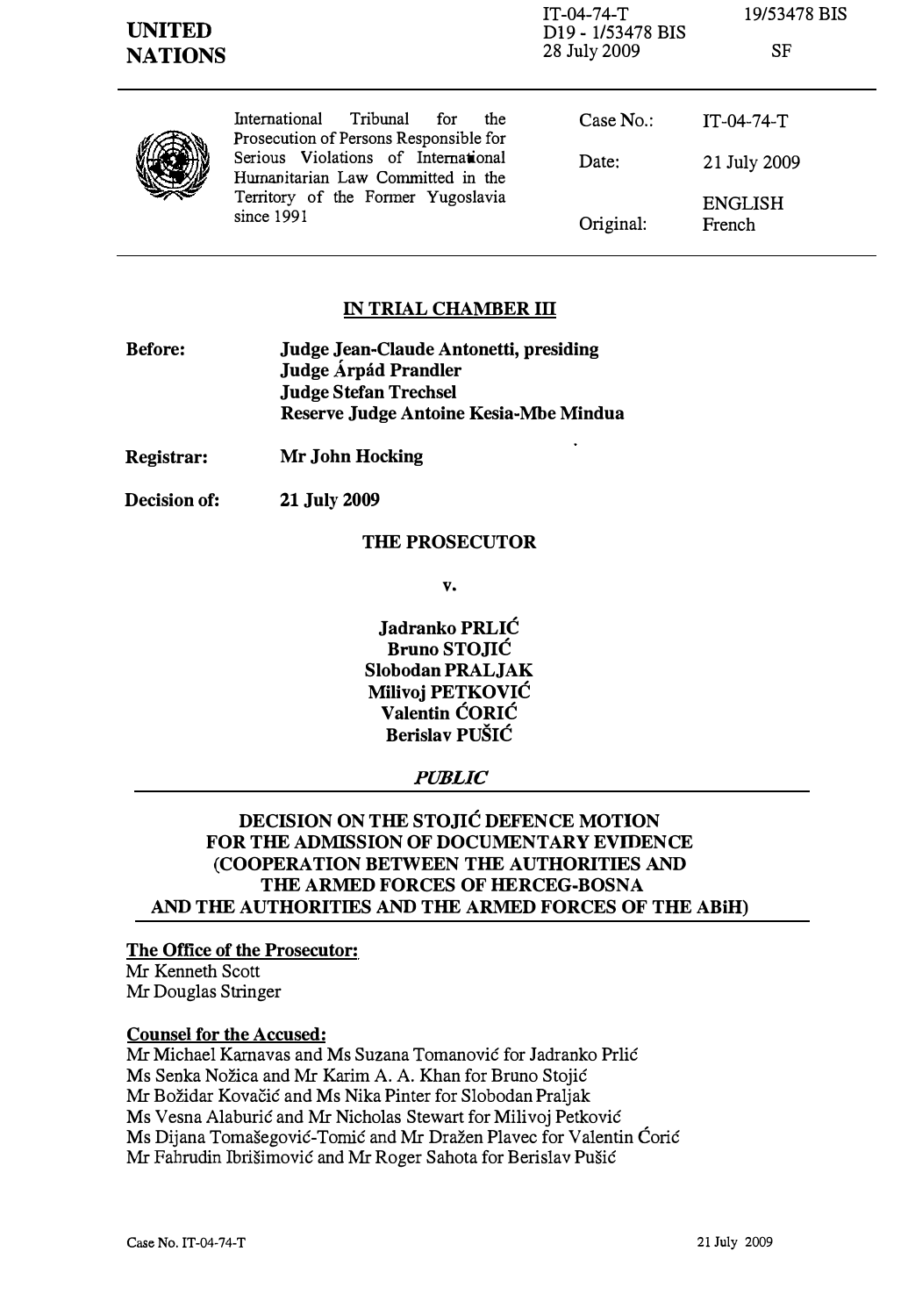**UNITED NATIONS**

IT-04-74-T
D19 - 1/53478 BIS
28 July 2009

19/53478 BIS

SF

International Tribunal for the Prosecution of Persons Responsible for Serious Violations of International Humanitarian Law Committed in the Territory of the Former Yugoslavia since 1991

| | |
|---|---|
| Case No.: | IT-04-74-T |
| Date: | 21 July 2009 |
| Original: | ENGLISH French |

## IN TRIAL CHAMBER III

**Before:** **Judge Jean-Claude Antonetti, presiding**
**Judge Árpád Prandler**
**Judge Stefan Trechsel**
**Reserve Judge Antoine Kesia-Mbe Mindua**

**Registrar:** **Mr John Hocking**

**Decision of:** **21 July 2009**

**THE PROSECUTOR**

**v.**

**Jadranko PRLIĆ**
**Bruno STOJIĆ**
**Slobodan PRALJAK**
**Milivoj PETKOVIĆ**
**Valentin ĆORIĆ**
**Berislav PUŠIĆ**

***PUBLIC***

**DECISION ON THE STOJIĆ DEFENCE MOTION FOR THE ADMISSION OF DOCUMENTARY EVIDENCE (COOPERATION BETWEEN THE AUTHORITIES AND THE ARMED FORCES OF HERCEG-BOSNA AND THE AUTHORITIES AND THE ARMED FORCES OF THE ABiH)**

**The Office of the Prosecutor:**
Mr Kenneth Scott
Mr Douglas Stringer

**Counsel for the Accused:**
Mr Michael Karnavas and Ms Suzana Tomanović for Jadranko Prlić
Ms Senka Nožica and Mr Karim A. A. Khan for Bruno Stojić
Mr Božidar Kovačić and Ms Nika Pinter for Slobodan Praljak
Ms Vesna Alaburić and Mr Nicholas Stewart for Milivoj Petković
Ms Dijana Tomašegović-Tomić and Mr Dražen Plavec for Valentin Ćorić
Mr Fahrudin Ibrišimović and Mr Roger Sahota for Berislav Pušić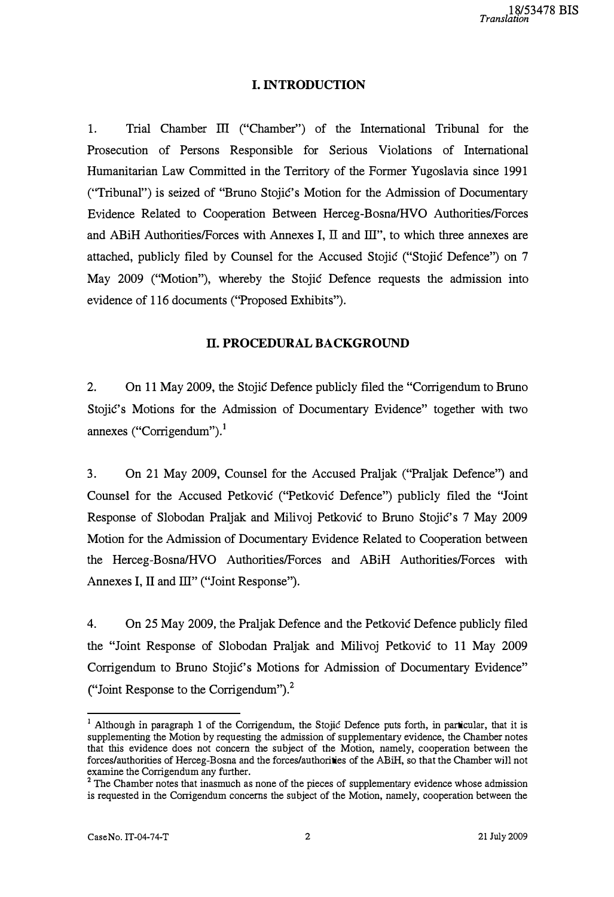## I. INTRODUCTION

1. Trial Chamber III ("Chamber") of the International Tribunal for the Prosecution of Persons Responsible for Serious Violations of International Humanitarian Law Committed in the Territory of the Former Yugoslavia since 1991 ("Tribunal") is seized of "Bruno Stojić's Motion for the Admission of Documentary Evidence Related to Cooperation Between Herceg-Bosna/HVO Authorities/Forces and ABiH Authorities/Forces with Annexes I, II and III", to which three annexes are attached, publicly filed by Counsel for the Accused Stojić ("Stojić Defence") on 7 May 2009 ("Motion"), whereby the Stojić Defence requests the admission into evidence of 116 documents ("Proposed Exhibits").

## II. PROCEDURAL BACKGROUND

2. On 11 May 2009, the Stojić Defence publicly filed the "Corrigendum to Bruno Stojić's Motions for the Admission of Documentary Evidence" together with two annexes ("Corrigendum").[1]

3. On 21 May 2009, Counsel for the Accused Praljak ("Praljak Defence") and Counsel for the Accused Petković ("Petković Defence") publicly filed the "Joint Response of Slobodan Praljak and Milivoj Petković to Bruno Stojić's 7 May 2009 Motion for the Admission of Documentary Evidence Related to Cooperation between the Herceg-Bosna/HVO Authorities/Forces and ABiH Authorities/Forces with Annexes I, II and III" ("Joint Response").

4. On 25 May 2009, the Praljak Defence and the Petković Defence publicly filed the "Joint Response of Slobodan Praljak and Milivoj Petković to 11 May 2009 Corrigendum to Bruno Stojić's Motions for Admission of Documentary Evidence" ("Joint Response to the Corrigendum").[2]

---

[1] Although in paragraph 1 of the Corrigendum, the Stojić Defence puts forth, in particular, that it is supplementing the Motion by requesting the admission of supplementary evidence, the Chamber notes that this evidence does not concern the subject of the Motion, namely, cooperation between the forces/authorities of Herceg-Bosna and the forces/authorities of the ABiH, so that the Chamber will not examine the Corrigendum any further.

[2] The Chamber notes that inasmuch as none of the pieces of supplementary evidence whose admission is requested in the Corrigendum concerns the subject of the Motion, namely, cooperation between the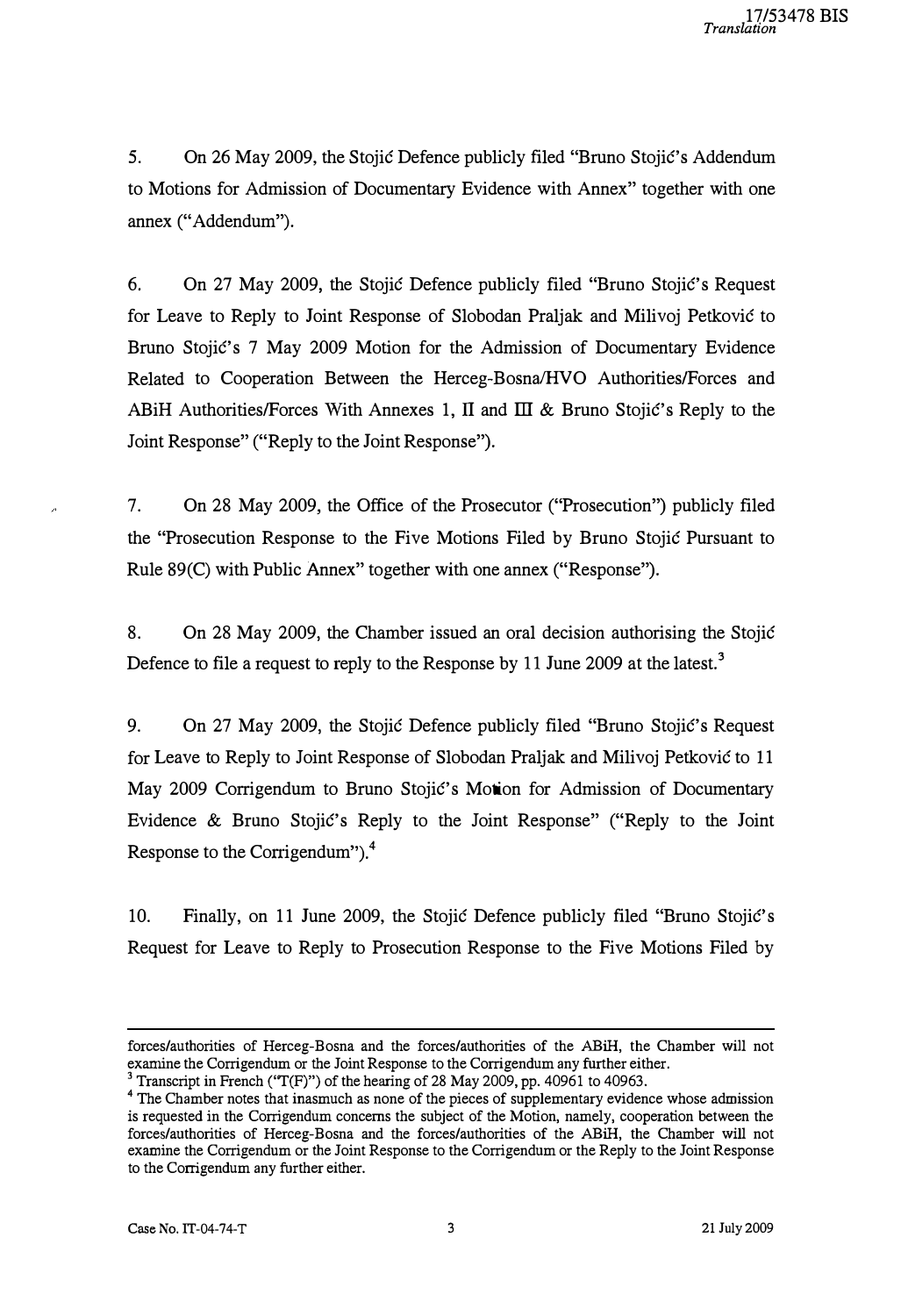5. On 26 May 2009, the Stojić Defence publicly filed "Bruno Stojić's Addendum to Motions for Admission of Documentary Evidence with Annex" together with one annex ("Addendum").

6. On 27 May 2009, the Stojić Defence publicly filed "Bruno Stojić's Request for Leave to Reply to Joint Response of Slobodan Praljak and Milivoj Petković to Bruno Stojić's 7 May 2009 Motion for the Admission of Documentary Evidence Related to Cooperation Between the Herceg-Bosna/HVO Authorities/Forces and ABiH Authorities/Forces With Annexes 1, II and III & Bruno Stojić's Reply to the Joint Response" ("Reply to the Joint Response").

7. On 28 May 2009, the Office of the Prosecutor ("Prosecution") publicly filed the "Prosecution Response to the Five Motions Filed by Bruno Stojić Pursuant to Rule 89(C) with Public Annex" together with one annex ("Response").

8. On 28 May 2009, the Chamber issued an oral decision authorising the Stojić Defence to file a request to reply to the Response by 11 June 2009 at the latest.[3]

9. On 27 May 2009, the Stojić Defence publicly filed "Bruno Stojić's Request for Leave to Reply to Joint Response of Slobodan Praljak and Milivoj Petković to 11 May 2009 Corrigendum to Bruno Stojić's Motion for Admission of Documentary Evidence & Bruno Stojić's Reply to the Joint Response" ("Reply to the Joint Response to the Corrigendum").[4]

10. Finally, on 11 June 2009, the Stojić Defence publicly filed "Bruno Stojić's Request for Leave to Reply to Prosecution Response to the Five Motions Filed by

---

forces/authorities of Herceg-Bosna and the forces/authorities of the ABiH, the Chamber will not examine the Corrigendum or the Joint Response to the Corrigendum any further either.

[3] Transcript in French ("T(F)") of the hearing of 28 May 2009, pp. 40961 to 40963.

[4] The Chamber notes that inasmuch as none of the pieces of supplementary evidence whose admission is requested in the Corrigendum concerns the subject of the Motion, namely, cooperation between the forces/authorities of Herceg-Bosna and the forces/authorities of the ABiH, the Chamber will not examine the Corrigendum or the Joint Response to the Corrigendum or the Reply to the Joint Response to the Corrigendum any further either.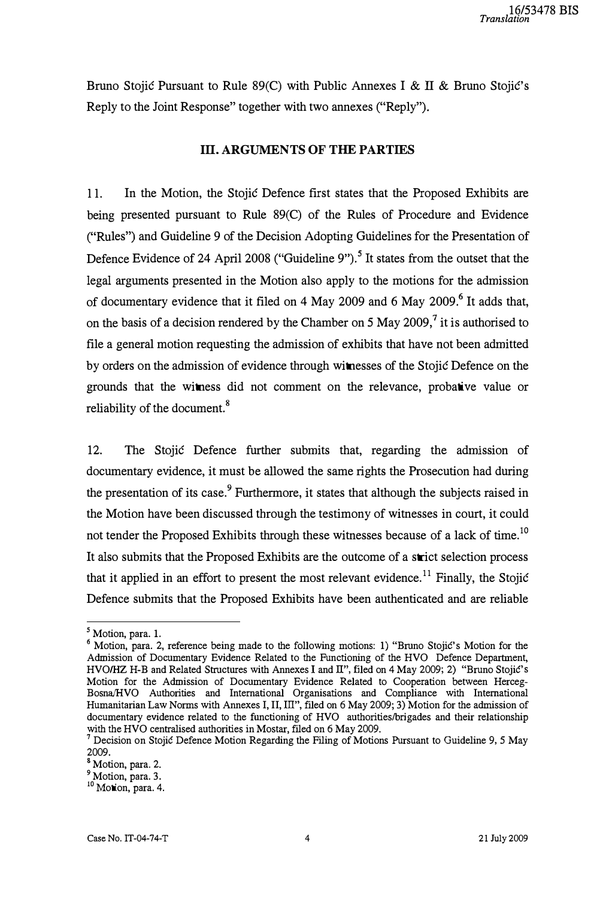Bruno Stojić Pursuant to Rule 89(C) with Public Annexes I & II & Bruno Stojić's Reply to the Joint Response" together with two annexes ("Reply").

## III. ARGUMENTS OF THE PARTIES

11. In the Motion, the Stojić Defence first states that the Proposed Exhibits are being presented pursuant to Rule 89(C) of the Rules of Procedure and Evidence ("Rules") and Guideline 9 of the Decision Adopting Guidelines for the Presentation of Defence Evidence of 24 April 2008 ("Guideline 9").[5] It states from the outset that the legal arguments presented in the Motion also apply to the motions for the admission of documentary evidence that it filed on 4 May 2009 and 6 May 2009.[6] It adds that, on the basis of a decision rendered by the Chamber on 5 May 2009,[7] it is authorised to file a general motion requesting the admission of exhibits that have not been admitted by orders on the admission of evidence through witnesses of the Stojić Defence on the grounds that the witness did not comment on the relevance, probative value or reliability of the document.[8]

12. The Stojić Defence further submits that, regarding the admission of documentary evidence, it must be allowed the same rights the Prosecution had during the presentation of its case.[9] Furthermore, it states that although the subjects raised in the Motion have been discussed through the testimony of witnesses in court, it could not tender the Proposed Exhibits through these witnesses because of a lack of time.[10] It also submits that the Proposed Exhibits are the outcome of a strict selection process that it applied in an effort to present the most relevant evidence.[11] Finally, the Stojić Defence submits that the Proposed Exhibits have been authenticated and are reliable

---

[5] Motion, para. 1.

[6] Motion, para. 2, reference being made to the following motions: 1) "Bruno Stojić's Motion for the Admission of Documentary Evidence Related to the Functioning of the HVO Defence Department, HVO/HZ H-B and Related Structures with Annexes I and II", filed on 4 May 2009; 2) "Bruno Stojić's Motion for the Admission of Documentary Evidence Related to Cooperation between Herceg-Bosna/HVO Authorities and International Organisations and Compliance with International Humanitarian Law Norms with Annexes I, II, III", filed on 6 May 2009; 3) Motion for the admission of documentary evidence related to the functioning of HVO authorities/brigades and their relationship with the HVO centralised authorities in Mostar, filed on 6 May 2009.

[7] Decision on Stojić Defence Motion Regarding the Filing of Motions Pursuant to Guideline 9, 5 May 2009.

[8] Motion, para. 2.

[9] Motion, para. 3.

[10] Motion, para. 4.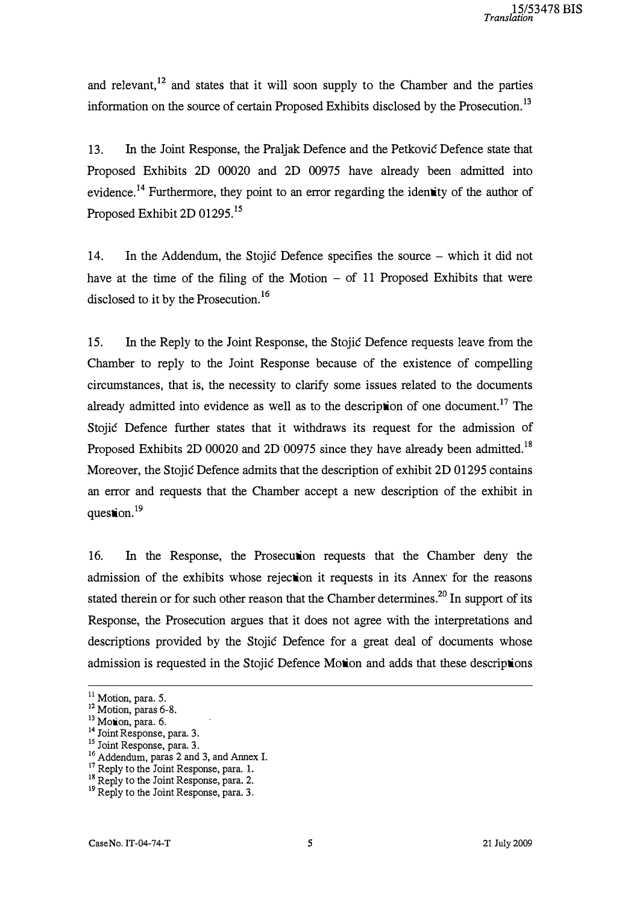and relevant,[12] and states that it will soon supply to the Chamber and the parties information on the source of certain Proposed Exhibits disclosed by the Prosecution.[13]

13. In the Joint Response, the Praljak Defence and the Petković Defence state that Proposed Exhibits 2D 00020 and 2D 00975 have already been admitted into evidence.[14] Furthermore, they point to an error regarding the identity of the author of Proposed Exhibit 2D 01295.[15]

14. In the Addendum, the Stojić Defence specifies the source – which it did not have at the time of the filing of the Motion – of 11 Proposed Exhibits that were disclosed to it by the Prosecution.[16]

15. In the Reply to the Joint Response, the Stojić Defence requests leave from the Chamber to reply to the Joint Response because of the existence of compelling circumstances, that is, the necessity to clarify some issues related to the documents already admitted into evidence as well as to the description of one document.[17] The Stojić Defence further states that it withdraws its request for the admission of Proposed Exhibits 2D 00020 and 2D 00975 since they have already been admitted.[18] Moreover, the Stojić Defence admits that the description of exhibit 2D 01295 contains an error and requests that the Chamber accept a new description of the exhibit in question.[19]

16. In the Response, the Prosecution requests that the Chamber deny the admission of the exhibits whose rejection it requests in its Annex for the reasons stated therein or for such other reason that the Chamber determines.[20] In support of its Response, the Prosecution argues that it does not agree with the interpretations and descriptions provided by the Stojić Defence for a great deal of documents whose admission is requested in the Stojić Defence Motion and adds that these descriptions

---

[11] Motion, para. 5.
[12] Motion, paras 6-8.
[13] Motion, para. 6.
[14] Joint Response, para. 3.
[15] Joint Response, para. 3.
[16] Addendum, paras 2 and 3, and Annex I.
[17] Reply to the Joint Response, para. 1.
[18] Reply to the Joint Response, para. 2.
[19] Reply to the Joint Response, para. 3.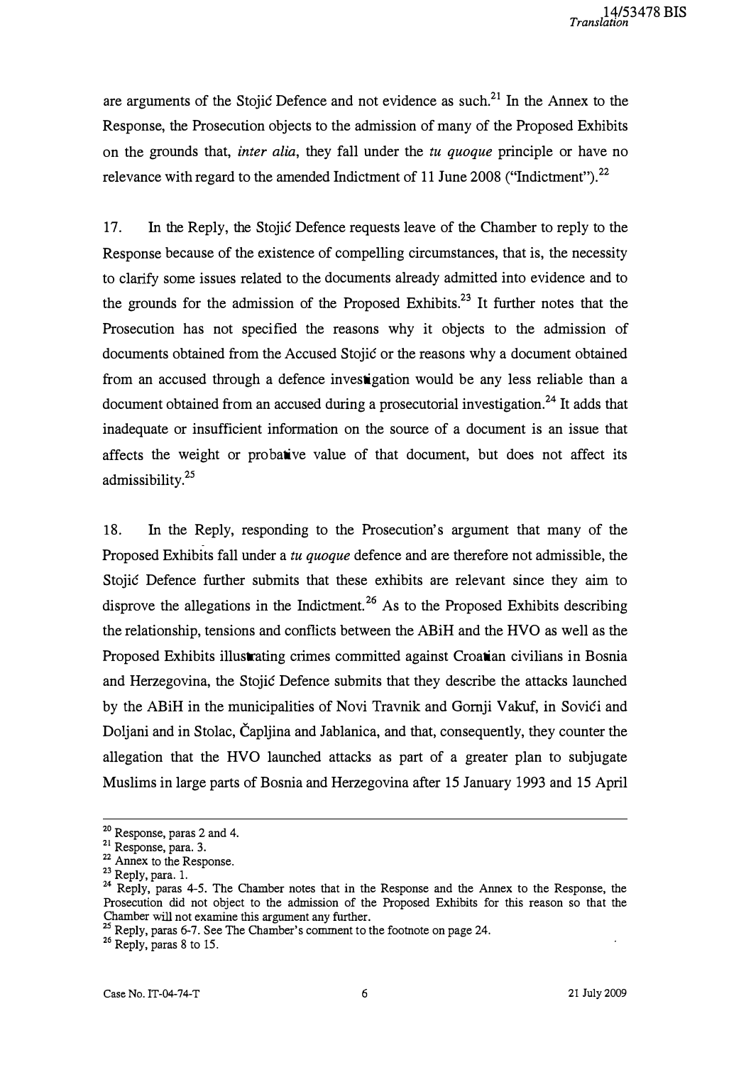are arguments of the Stojić Defence and not evidence as such.[21] In the Annex to the Response, the Prosecution objects to the admission of many of the Proposed Exhibits on the grounds that, *inter alia*, they fall under the *tu quoque* principle or have no relevance with regard to the amended Indictment of 11 June 2008 ("Indictment").[22]

17. In the Reply, the Stojić Defence requests leave of the Chamber to reply to the Response because of the existence of compelling circumstances, that is, the necessity to clarify some issues related to the documents already admitted into evidence and to the grounds for the admission of the Proposed Exhibits.[23] It further notes that the Prosecution has not specified the reasons why it objects to the admission of documents obtained from the Accused Stojić or the reasons why a document obtained from an accused through a defence investigation would be any less reliable than a document obtained from an accused during a prosecutorial investigation.[24] It adds that inadequate or insufficient information on the source of a document is an issue that affects the weight or probative value of that document, but does not affect its admissibility.[25]

18. In the Reply, responding to the Prosecution's argument that many of the Proposed Exhibits fall under a *tu quoque* defence and are therefore not admissible, the Stojić Defence further submits that these exhibits are relevant since they aim to disprove the allegations in the Indictment.[26] As to the Proposed Exhibits describing the relationship, tensions and conflicts between the ABiH and the HVO as well as the Proposed Exhibits illustrating crimes committed against Croatian civilians in Bosnia and Herzegovina, the Stojić Defence submits that they describe the attacks launched by the ABiH in the municipalities of Novi Travnik and Gornji Vakuf, in Sovići and Doljani and in Stolac, Čapljina and Jablanica, and that, consequently, they counter the allegation that the HVO launched attacks as part of a greater plan to subjugate Muslims in large parts of Bosnia and Herzegovina after 15 January 1993 and 15 April

---

[20] Response, paras 2 and 4.

[21] Response, para. 3.

[22] Annex to the Response.

[23] Reply, para. 1.

[24] Reply, paras 4-5. The Chamber notes that in the Response and the Annex to the Response, the Prosecution did not object to the admission of the Proposed Exhibits for this reason so that the Chamber will not examine this argument any further.

[25] Reply, paras 6-7. See The Chamber's comment to the footnote on page 24.

[26] Reply, paras 8 to 15.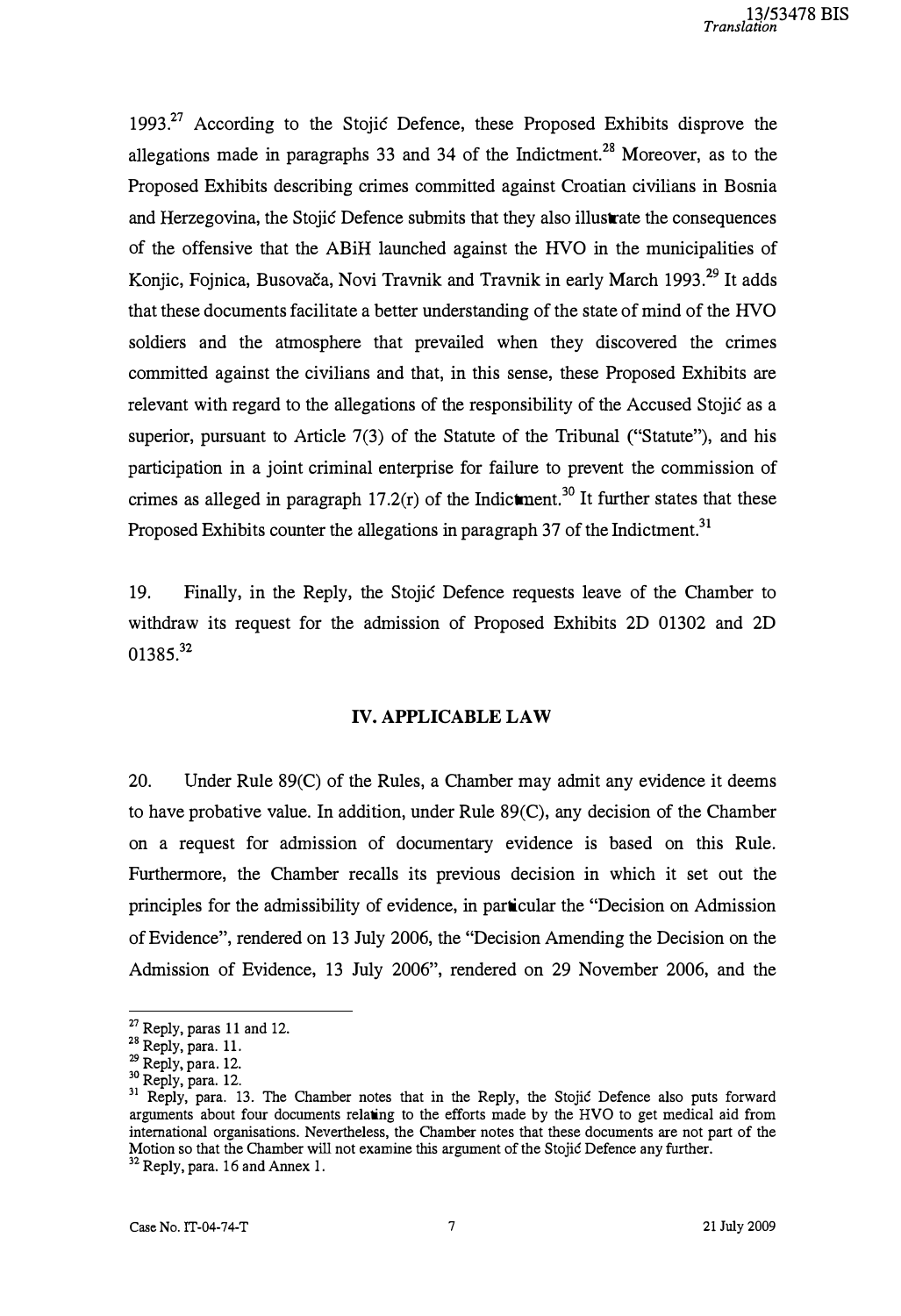1993.[27] According to the Stojić Defence, these Proposed Exhibits disprove the allegations made in paragraphs 33 and 34 of the Indictment.[28] Moreover, as to the Proposed Exhibits describing crimes committed against Croatian civilians in Bosnia and Herzegovina, the Stojić Defence submits that they also illustrate the consequences of the offensive that the ABiH launched against the HVO in the municipalities of Konjic, Fojnica, Busovača, Novi Travnik and Travnik in early March 1993.[29] It adds that these documents facilitate a better understanding of the state of mind of the HVO soldiers and the atmosphere that prevailed when they discovered the crimes committed against the civilians and that, in this sense, these Proposed Exhibits are relevant with regard to the allegations of the responsibility of the Accused Stojić as a superior, pursuant to Article 7(3) of the Statute of the Tribunal ("Statute"), and his participation in a joint criminal enterprise for failure to prevent the commission of crimes as alleged in paragraph 17.2(r) of the Indictment.[30] It further states that these Proposed Exhibits counter the allegations in paragraph 37 of the Indictment.[31]

19. Finally, in the Reply, the Stojić Defence requests leave of the Chamber to withdraw its request for the admission of Proposed Exhibits 2D 01302 and 2D 01385.[32]

## IV. APPLICABLE LAW

20. Under Rule 89(C) of the Rules, a Chamber may admit any evidence it deems to have probative value. In addition, under Rule 89(C), any decision of the Chamber on a request for admission of documentary evidence is based on this Rule. Furthermore, the Chamber recalls its previous decision in which it set out the principles for the admissibility of evidence, in particular the "Decision on Admission of Evidence", rendered on 13 July 2006, the "Decision Amending the Decision on the Admission of Evidence, 13 July 2006", rendered on 29 November 2006, and the

---

[27] Reply, paras 11 and 12.

[28] Reply, para. 11.

[29] Reply, para. 12.

[30] Reply, para. 12.

[31] Reply, para. 13. The Chamber notes that in the Reply, the Stojić Defence also puts forward arguments about four documents relating to the efforts made by the HVO to get medical aid from international organisations. Nevertheless, the Chamber notes that these documents are not part of the Motion so that the Chamber will not examine this argument of the Stojić Defence any further.

[32] Reply, para. 16 and Annex 1.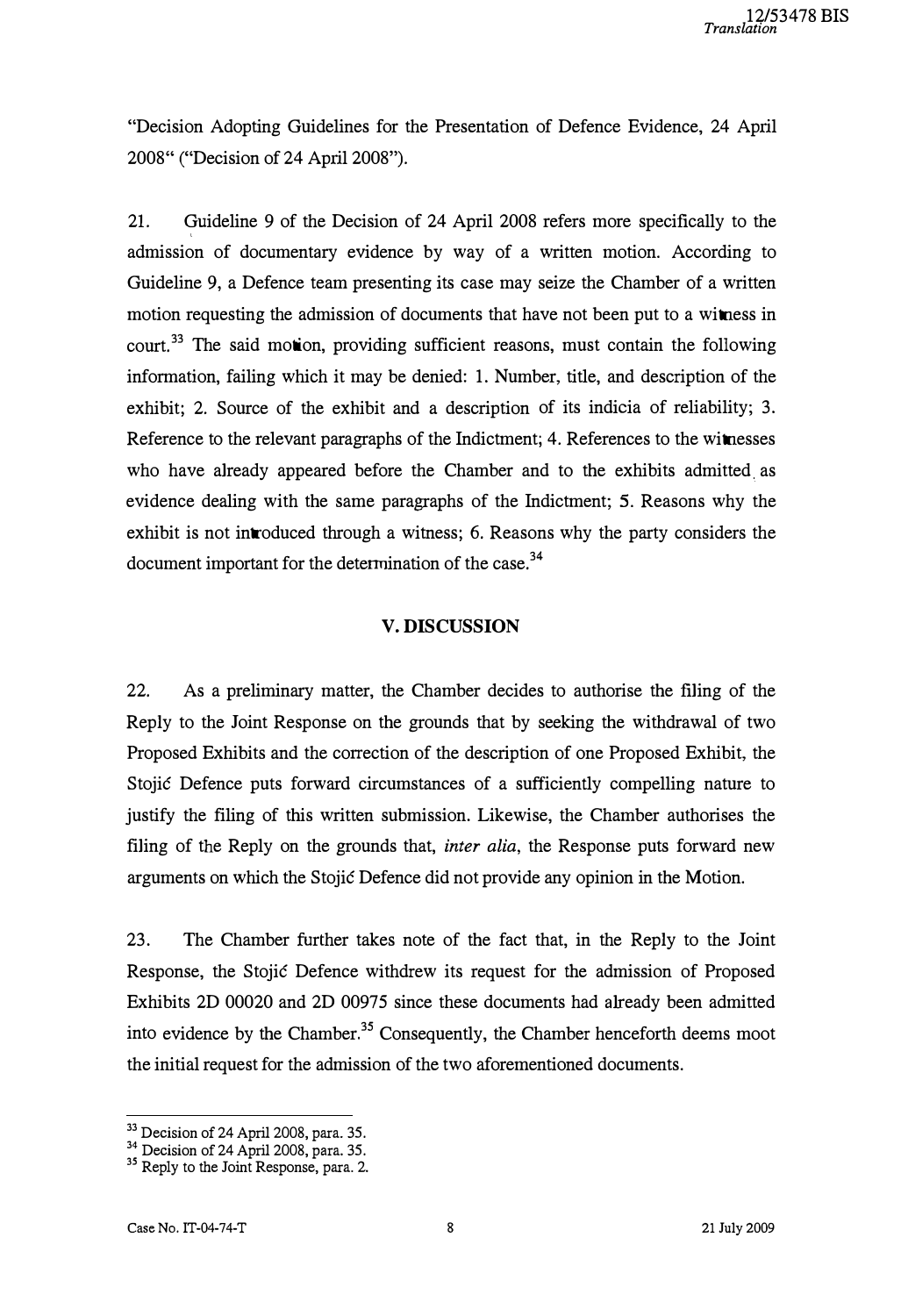"Decision Adopting Guidelines for the Presentation of Defence Evidence, 24 April 2008" ("Decision of 24 April 2008").

21. Guideline 9 of the Decision of 24 April 2008 refers more specifically to the admission of documentary evidence by way of a written motion. According to Guideline 9, a Defence team presenting its case may seize the Chamber of a written motion requesting the admission of documents that have not been put to a witness in court.[33] The said motion, providing sufficient reasons, must contain the following information, failing which it may be denied: 1. Number, title, and description of the exhibit; 2. Source of the exhibit and a description of its indicia of reliability; 3. Reference to the relevant paragraphs of the Indictment; 4. References to the witnesses who have already appeared before the Chamber and to the exhibits admitted as evidence dealing with the same paragraphs of the Indictment; 5. Reasons why the exhibit is not introduced through a witness; 6. Reasons why the party considers the document important for the determination of the case.[34]

## V. DISCUSSION

22. As a preliminary matter, the Chamber decides to authorise the filing of the Reply to the Joint Response on the grounds that by seeking the withdrawal of two Proposed Exhibits and the correction of the description of one Proposed Exhibit, the Stojić Defence puts forward circumstances of a sufficiently compelling nature to justify the filing of this written submission. Likewise, the Chamber authorises the filing of the Reply on the grounds that, *inter alia*, the Response puts forward new arguments on which the Stojić Defence did not provide any opinion in the Motion.

23. The Chamber further takes note of the fact that, in the Reply to the Joint Response, the Stojić Defence withdrew its request for the admission of Proposed Exhibits 2D 00020 and 2D 00975 since these documents had already been admitted into evidence by the Chamber.[35] Consequently, the Chamber henceforth deems moot the initial request for the admission of the two aforementioned documents.

---

[33] Decision of 24 April 2008, para. 35.

[34] Decision of 24 April 2008, para. 35.

[35] Reply to the Joint Response, para. 2.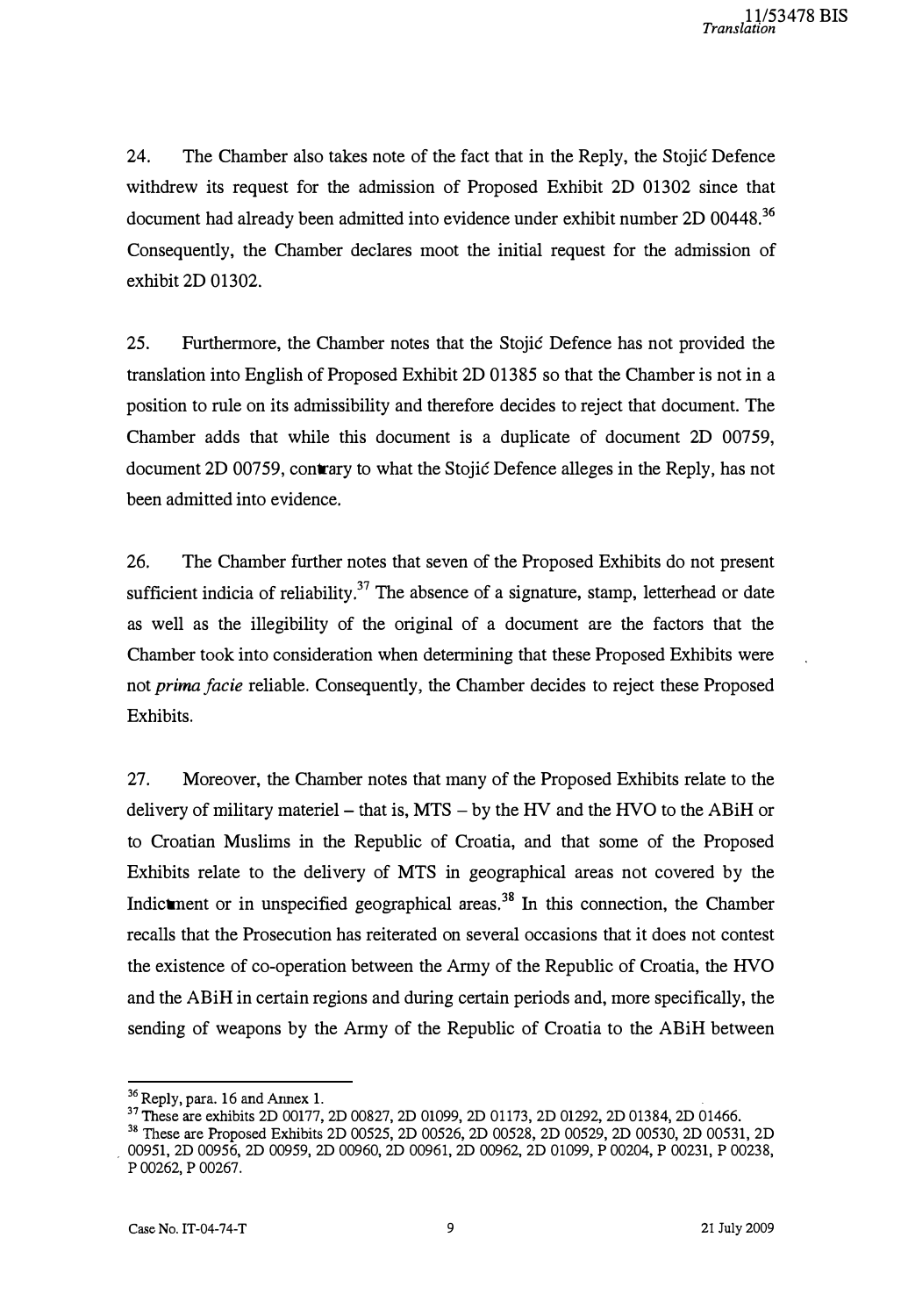24. The Chamber also takes note of the fact that in the Reply, the Stojić Defence withdrew its request for the admission of Proposed Exhibit 2D 01302 since that document had already been admitted into evidence under exhibit number 2D 00448.[36] Consequently, the Chamber declares moot the initial request for the admission of exhibit 2D 01302.

25. Furthermore, the Chamber notes that the Stojić Defence has not provided the translation into English of Proposed Exhibit 2D 01385 so that the Chamber is not in a position to rule on its admissibility and therefore decides to reject that document. The Chamber adds that while this document is a duplicate of document 2D 00759, document 2D 00759, contrary to what the Stojić Defence alleges in the Reply, has not been admitted into evidence.

26. The Chamber further notes that seven of the Proposed Exhibits do not present sufficient indicia of reliability.[37] The absence of a signature, stamp, letterhead or date as well as the illegibility of the original of a document are the factors that the Chamber took into consideration when determining that these Proposed Exhibits were not *prima facie* reliable. Consequently, the Chamber decides to reject these Proposed Exhibits.

27. Moreover, the Chamber notes that many of the Proposed Exhibits relate to the delivery of military materiel – that is, MTS – by the HV and the HVO to the ABiH or to Croatian Muslims in the Republic of Croatia, and that some of the Proposed Exhibits relate to the delivery of MTS in geographical areas not covered by the Indictment or in unspecified geographical areas.[38] In this connection, the Chamber recalls that the Prosecution has reiterated on several occasions that it does not contest the existence of co-operation between the Army of the Republic of Croatia, the HVO and the ABiH in certain regions and during certain periods and, more specifically, the sending of weapons by the Army of the Republic of Croatia to the ABiH between

---

[36] Reply, para. 16 and Annex 1.

[37] These are exhibits 2D 00177, 2D 00827, 2D 01099, 2D 01173, 2D 01292, 2D 01384, 2D 01466.

[38] These are Proposed Exhibits 2D 00525, 2D 00526, 2D 00528, 2D 00529, 2D 00530, 2D 00531, 2D 00951, 2D 00956, 2D 00959, 2D 00960, 2D 00961, 2D 00962, 2D 01099, P 00204, P 00231, P 00238, P 00262, P 00267.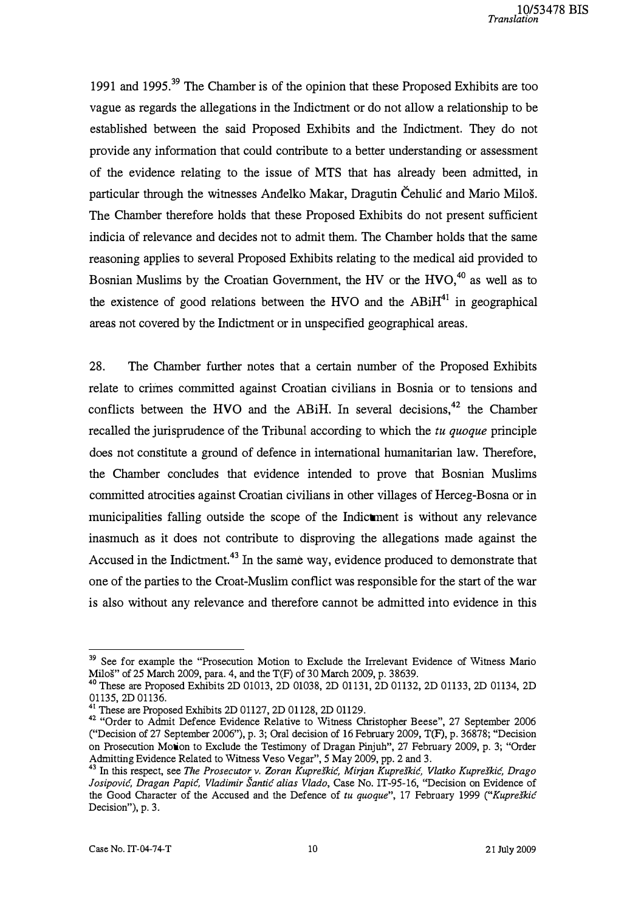1991 and 1995.[39] The Chamber is of the opinion that these Proposed Exhibits are too vague as regards the allegations in the Indictment or do not allow a relationship to be established between the said Proposed Exhibits and the Indictment. They do not provide any information that could contribute to a better understanding or assessment of the evidence relating to the issue of MTS that has already been admitted, in particular through the witnesses Anđelko Makar, Dragutin Čehulić and Mario Miloš. The Chamber therefore holds that these Proposed Exhibits do not present sufficient indicia of relevance and decides not to admit them. The Chamber holds that the same reasoning applies to several Proposed Exhibits relating to the medical aid provided to Bosnian Muslims by the Croatian Government, the HV or the HVO,[40] as well as to the existence of good relations between the HVO and the ABiH[41] in geographical areas not covered by the Indictment or in unspecified geographical areas.

28. The Chamber further notes that a certain number of the Proposed Exhibits relate to crimes committed against Croatian civilians in Bosnia or to tensions and conflicts between the HVO and the ABiH. In several decisions,[42] the Chamber recalled the jurisprudence of the Tribunal according to which the *tu quoque* principle does not constitute a ground of defence in international humanitarian law. Therefore, the Chamber concludes that evidence intended to prove that Bosnian Muslims committed atrocities against Croatian civilians in other villages of Herceg-Bosna or in municipalities falling outside the scope of the Indictment is without any relevance inasmuch as it does not contribute to disproving the allegations made against the Accused in the Indictment.[43] In the same way, evidence produced to demonstrate that one of the parties to the Croat-Muslim conflict was responsible for the start of the war is also without any relevance and therefore cannot be admitted into evidence in this

---

[39] See for example the "Prosecution Motion to Exclude the Irrelevant Evidence of Witness Mario Miloš" of 25 March 2009, para. 4, and the T(F) of 30 March 2009, p. 38639.

[40] These are Proposed Exhibits 2D 01013, 2D 01038, 2D 01131, 2D 01132, 2D 01133, 2D 01134, 2D 01135, 2D 01136.

[41] These are Proposed Exhibits 2D 01127, 2D 01128, 2D 01129.

[42] "Order to Admit Defence Evidence Relative to Witness Christopher Beese", 27 September 2006 ("Decision of 27 September 2006"), p. 3; Oral decision of 16 February 2009, T(F), p. 36878; "Decision on Prosecution Motion to Exclude the Testimony of Dragan Pinjuh", 27 February 2009, p. 3; "Order Admitting Evidence Related to Witness Veso Vegar", 5 May 2009, pp. 2 and 3.

[43] In this respect, see *The Prosecutor v. Zoran Kupreškić, Mirjan Kupreškić, Vlatko Kupreškić, Drago Josipović, Dragan Papić, Vladimir Šantić alias Vlado*, Case No. IT-95-16, "Decision on Evidence of the Good Character of the Accused and the Defence of *tu quoque*", 17 February 1999 ("*Kupreškić* Decision"), p. 3.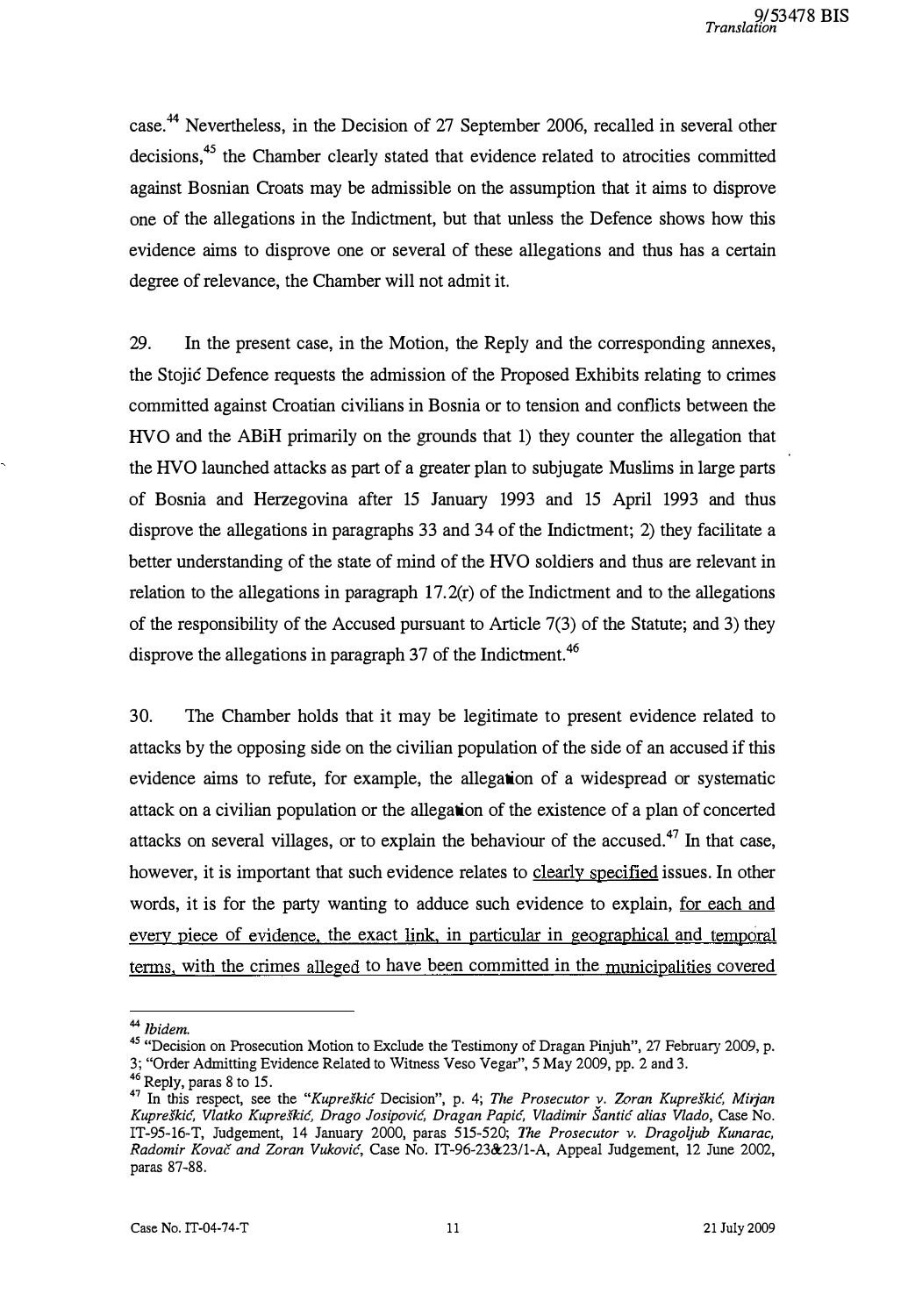case.[44] Nevertheless, in the Decision of 27 September 2006, recalled in several other decisions,[45] the Chamber clearly stated that evidence related to atrocities committed against Bosnian Croats may be admissible on the assumption that it aims to disprove one of the allegations in the Indictment, but that unless the Defence shows how this evidence aims to disprove one or several of these allegations and thus has a certain degree of relevance, the Chamber will not admit it.

29. In the present case, in the Motion, the Reply and the corresponding annexes, the Stojić Defence requests the admission of the Proposed Exhibits relating to crimes committed against Croatian civilians in Bosnia or to tension and conflicts between the HVO and the ABiH primarily on the grounds that 1) they counter the allegation that the HVO launched attacks as part of a greater plan to subjugate Muslims in large parts of Bosnia and Herzegovina after 15 January 1993 and 15 April 1993 and thus disprove the allegations in paragraphs 33 and 34 of the Indictment; 2) they facilitate a better understanding of the state of mind of the HVO soldiers and thus are relevant in relation to the allegations in paragraph 17.2(r) of the Indictment and to the allegations of the responsibility of the Accused pursuant to Article 7(3) of the Statute; and 3) they disprove the allegations in paragraph 37 of the Indictment.[46]

30. The Chamber holds that it may be legitimate to present evidence related to attacks by the opposing side on the civilian population of the side of an accused if this evidence aims to refute, for example, the allegation of a widespread or systematic attack on a civilian population or the allegation of the existence of a plan of concerted attacks on several villages, or to explain the behaviour of the accused.[47] In that case, however, it is important that such evidence relates to clearly specified issues. In other words, it is for the party wanting to adduce such evidence to explain, for each and every piece of evidence, the exact link, in particular in geographical and temporal terms, with the crimes alleged to have been committed in the municipalities covered

---

[44] *Ibidem.*

[45] "Decision on Prosecution Motion to Exclude the Testimony of Dragan Pinjuh", 27 February 2009, p. 3; "Order Admitting Evidence Related to Witness Veso Vegar", 5 May 2009, pp. 2 and 3.

[46] Reply, paras 8 to 15.

[47] In this respect, see the "*Kupreškić* Decision", p. 4; *The Prosecutor v. Zoran Kupreškić, Mirjan Kupreškić, Vlatko Kupreškić, Drago Josipović, Dragan Papić, Vladimir Šantić alias Vlado*, Case No. IT-95-16-T, Judgement, 14 January 2000, paras 515-520; *The Prosecutor v. Dragoljub Kunarac, Radomir Kovač and Zoran Vuković*, Case No. IT-96-23&23/1-A, Appeal Judgement, 12 June 2002, paras 87-88.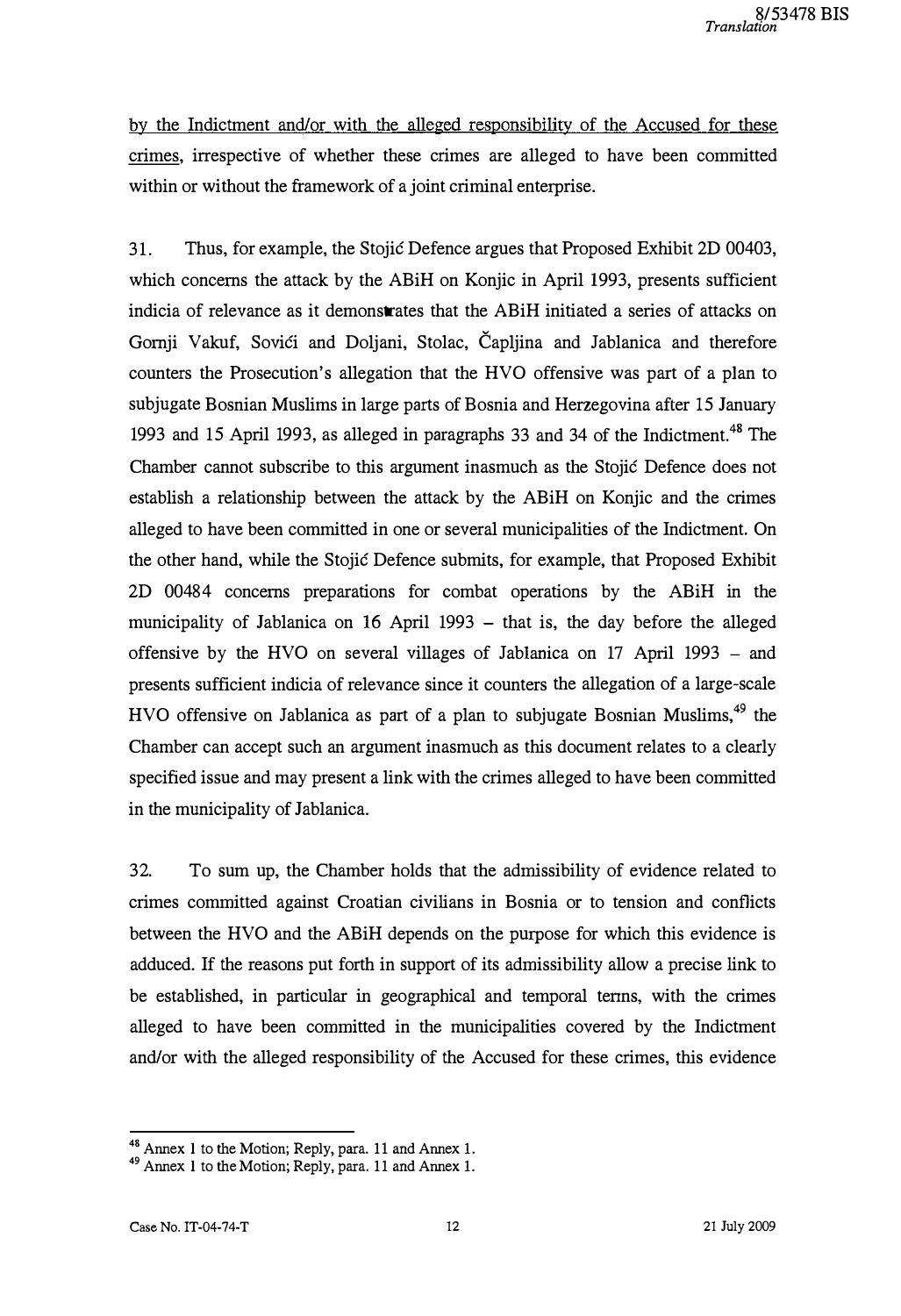by the Indictment and/or with the alleged responsibility of the Accused for these crimes, irrespective of whether these crimes are alleged to have been committed within or without the framework of a joint criminal enterprise.

31. Thus, for example, the Stojić Defence argues that Proposed Exhibit 2D 00403, which concerns the attack by the ABiH on Konjic in April 1993, presents sufficient indicia of relevance as it demonstrates that the ABiH initiated a series of attacks on Gornji Vakuf, Sovići and Doljani, Stolac, Čapljina and Jablanica and therefore counters the Prosecution's allegation that the HVO offensive was part of a plan to subjugate Bosnian Muslims in large parts of Bosnia and Herzegovina after 15 January 1993 and 15 April 1993, as alleged in paragraphs 33 and 34 of the Indictment.[48] The Chamber cannot subscribe to this argument inasmuch as the Stojić Defence does not establish a relationship between the attack by the ABiH on Konjic and the crimes alleged to have been committed in one or several municipalities of the Indictment. On the other hand, while the Stojić Defence submits, for example, that Proposed Exhibit 2D 00484 concerns preparations for combat operations by the ABiH in the municipality of Jablanica on 16 April 1993 – that is, the day before the alleged offensive by the HVO on several villages of Jablanica on 17 April 1993 – and presents sufficient indicia of relevance since it counters the allegation of a large-scale HVO offensive on Jablanica as part of a plan to subjugate Bosnian Muslims,[49] the Chamber can accept such an argument inasmuch as this document relates to a clearly specified issue and may present a link with the crimes alleged to have been committed in the municipality of Jablanica.

32. To sum up, the Chamber holds that the admissibility of evidence related to crimes committed against Croatian civilians in Bosnia or to tension and conflicts between the HVO and the ABiH depends on the purpose for which this evidence is adduced. If the reasons put forth in support of its admissibility allow a precise link to be established, in particular in geographical and temporal terms, with the crimes alleged to have been committed in the municipalities covered by the Indictment and/or with the alleged responsibility of the Accused for these crimes, this evidence

---

[48] Annex 1 to the Motion; Reply, para. 11 and Annex 1.

[49] Annex 1 to the Motion; Reply, para. 11 and Annex 1.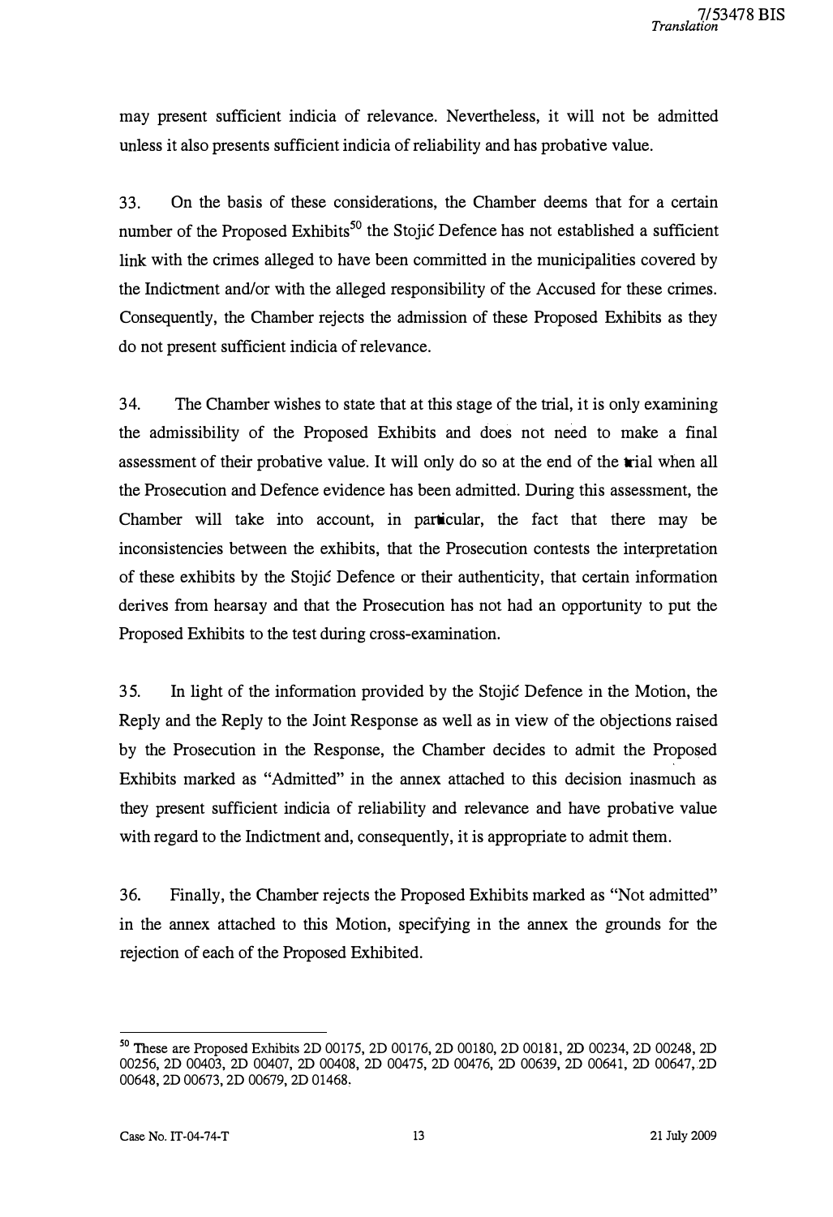may present sufficient indicia of relevance. Nevertheless, it will not be admitted unless it also presents sufficient indicia of reliability and has probative value.

33. On the basis of these considerations, the Chamber deems that for a certain number of the Proposed Exhibits[50] the Stojić Defence has not established a sufficient link with the crimes alleged to have been committed in the municipalities covered by the Indictment and/or with the alleged responsibility of the Accused for these crimes. Consequently, the Chamber rejects the admission of these Proposed Exhibits as they do not present sufficient indicia of relevance.

34. The Chamber wishes to state that at this stage of the trial, it is only examining the admissibility of the Proposed Exhibits and does not need to make a final assessment of their probative value. It will only do so at the end of the trial when all the Prosecution and Defence evidence has been admitted. During this assessment, the Chamber will take into account, in particular, the fact that there may be inconsistencies between the exhibits, that the Prosecution contests the interpretation of these exhibits by the Stojić Defence or their authenticity, that certain information derives from hearsay and that the Prosecution has not had an opportunity to put the Proposed Exhibits to the test during cross-examination.

35. In light of the information provided by the Stojić Defence in the Motion, the Reply and the Reply to the Joint Response as well as in view of the objections raised by the Prosecution in the Response, the Chamber decides to admit the Proposed Exhibits marked as "Admitted" in the annex attached to this decision inasmuch as they present sufficient indicia of reliability and relevance and have probative value with regard to the Indictment and, consequently, it is appropriate to admit them.

36. Finally, the Chamber rejects the Proposed Exhibits marked as "Not admitted" in the annex attached to this Motion, specifying in the annex the grounds for the rejection of each of the Proposed Exhibited.

---

[50] These are Proposed Exhibits 2D 00175, 2D 00176, 2D 00180, 2D 00181, 2D 00234, 2D 00248, 2D 00256, 2D 00403, 2D 00407, 2D 00408, 2D 00475, 2D 00476, 2D 00639, 2D 00641, 2D 00647, 2D 00648, 2D 00673, 2D 00679, 2D 01468.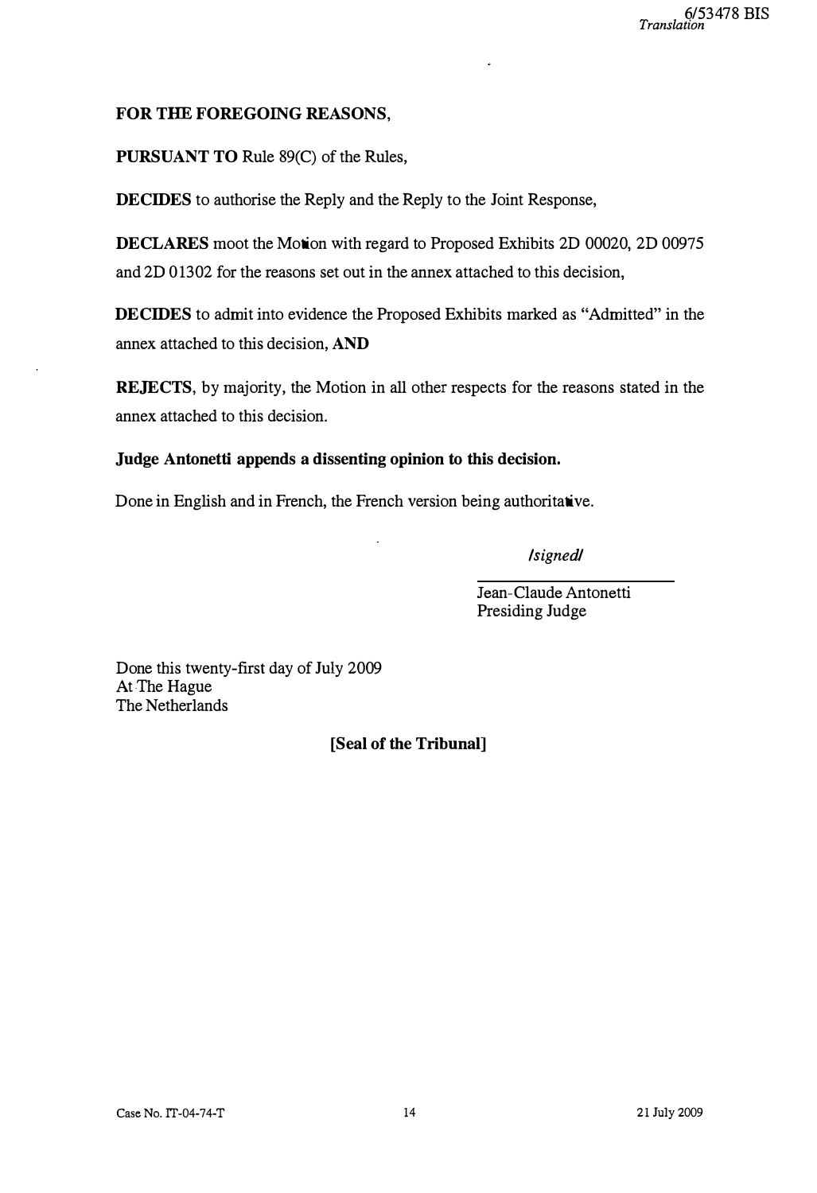**FOR THE FOREGOING REASONS,**

**PURSUANT TO** Rule 89(C) of the Rules,

**DECIDES** to authorise the Reply and the Reply to the Joint Response,

**DECLARES** moot the Motion with regard to Proposed Exhibits 2D 00020, 2D 00975 and 2D 01302 for the reasons set out in the annex attached to this decision,

**DECIDES** to admit into evidence the Proposed Exhibits marked as "Admitted" in the annex attached to this decision, **AND**

**REJECTS**, by majority, the Motion in all other respects for the reasons stated in the annex attached to this decision.

**Judge Antonetti appends a dissenting opinion to this decision.**

Done in English and in French, the French version being authoritative.

*/signed/*

Jean-Claude Antonetti
Presiding Judge

Done this twenty-first day of July 2009
At The Hague
The Netherlands

**[Seal of the Tribunal]**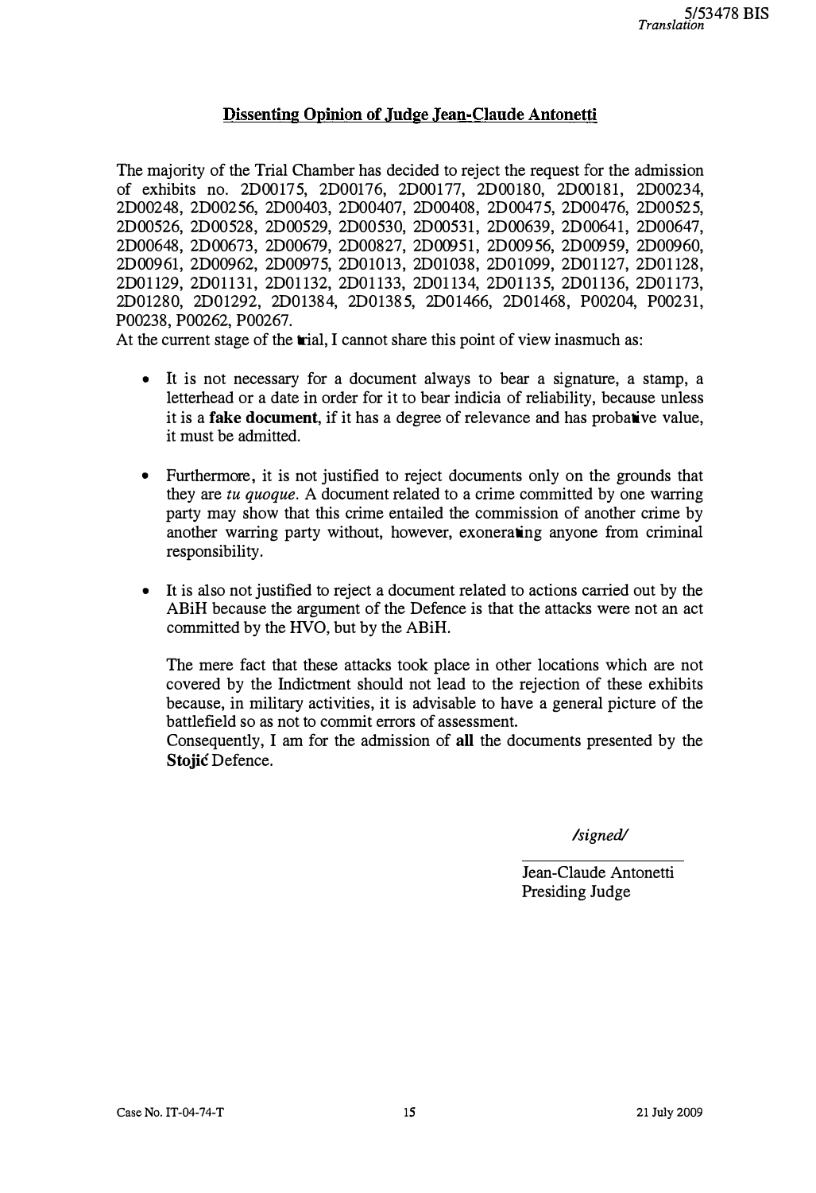## Dissenting Opinion of Judge Jean-Claude Antonetti

The majority of the Trial Chamber has decided to reject the request for the admission of exhibits no. 2D00175, 2D00176, 2D00177, 2D00180, 2D00181, 2D00234, 2D00248, 2D00256, 2D00403, 2D00407, 2D00408, 2D00475, 2D00476, 2D00525, 2D00526, 2D00528, 2D00529, 2D00530, 2D00531, 2D00639, 2D00641, 2D00647, 2D00648, 2D00673, 2D00679, 2D00827, 2D00951, 2D00956, 2D00959, 2D00960, 2D00961, 2D00962, 2D00975, 2D01013, 2D01038, 2D01099, 2D01127, 2D01128, 2D01129, 2D01131, 2D01132, 2D01133, 2D01134, 2D01135, 2D01136, 2D01173, 2D01280, 2D01292, 2D01384, 2D01385, 2D01466, 2D01468, P00204, P00231, P00238, P00262, P00267.

At the current stage of the trial, I cannot share this point of view inasmuch as:

- It is not necessary for a document always to bear a signature, a stamp, a letterhead or a date in order for it to bear indicia of reliability, because unless it is a **fake document**, if it has a degree of relevance and has probative value, it must be admitted.

- Furthermore, it is not justified to reject documents only on the grounds that they are *tu quoque*. A document related to a crime committed by one warring party may show that this crime entailed the commission of another crime by another warring party without, however, exonerating anyone from criminal responsibility.

- It is also not justified to reject a document related to actions carried out by the ABiH because the argument of the Defence is that the attacks were not an act committed by the HVO, but by the ABiH.

  The mere fact that these attacks took place in other locations which are not covered by the Indictment should not lead to the rejection of these exhibits because, in military activities, it is advisable to have a general picture of the battlefield so as not to commit errors of assessment.

  Consequently, I am for the admission of **all** the documents presented by the **Stojić** Defence.

*/signed/*

Jean-Claude Antonetti
Presiding Judge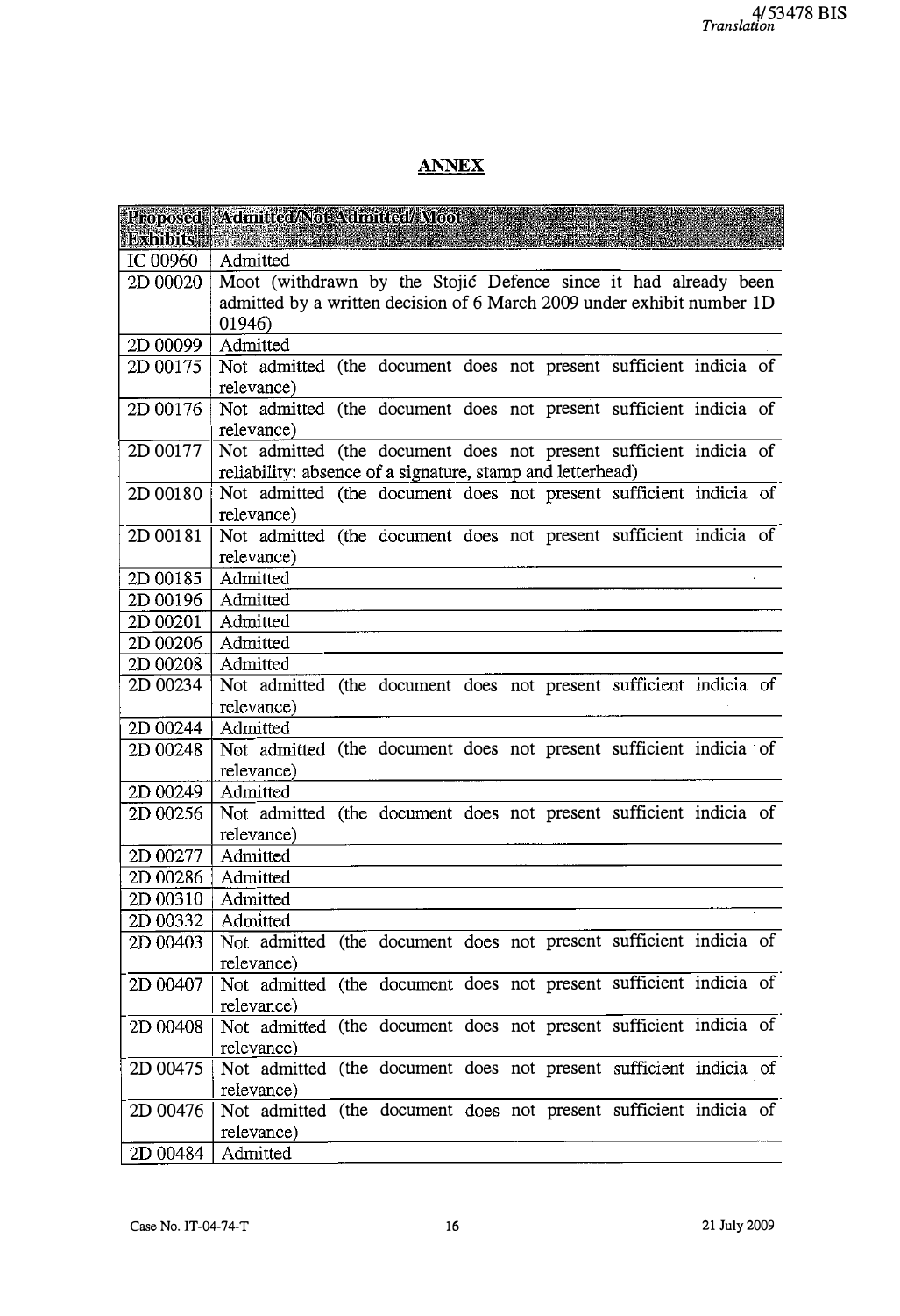## ANNEX

| Proposed Exhibits | Admitted/Not Admitted/ Moot |
|---|---|
| IC 00960 | Admitted |
| 2D 00020 | Moot (withdrawn by the Stojić Defence since it had already been admitted by a written decision of 6 March 2009 under exhibit number 1D 01946) |
| 2D 00099 | Admitted |
| 2D 00175 | Not admitted (the document does not present sufficient indicia of relevance) |
| 2D 00176 | Not admitted (the document does not present sufficient indicia of relevance) |
| 2D 00177 | Not admitted (the document does not present sufficient indicia of reliability: absence of a signature, stamp and letterhead) |
| 2D 00180 | Not admitted (the document does not present sufficient indicia of relevance) |
| 2D 00181 | Not admitted (the document does not present sufficient indicia of relevance) |
| 2D 00185 | Admitted |
| 2D 00196 | Admitted |
| 2D 00201 | Admitted |
| 2D 00206 | Admitted |
| 2D 00208 | Admitted |
| 2D 00234 | Not admitted (the document does not present sufficient indicia of relevance) |
| 2D 00244 | Admitted |
| 2D 00248 | Not admitted (the document does not present sufficient indicia of relevance) |
| 2D 00249 | Admitted |
| 2D 00256 | Not admitted (the document does not present sufficient indicia of relevance) |
| 2D 00277 | Admitted |
| 2D 00286 | Admitted |
| 2D 00310 | Admitted |
| 2D 00332 | Admitted |
| 2D 00403 | Not admitted (the document does not present sufficient indicia of relevance) |
| 2D 00407 | Not admitted (the document does not present sufficient indicia of relevance) |
| 2D 00408 | Not admitted (the document does not present sufficient indicia of relevance) |
| 2D 00475 | Not admitted (the document does not present sufficient indicia of relevance) |
| 2D 00476 | Not admitted (the document does not present sufficient indicia of relevance) |
| 2D 00484 | Admitted |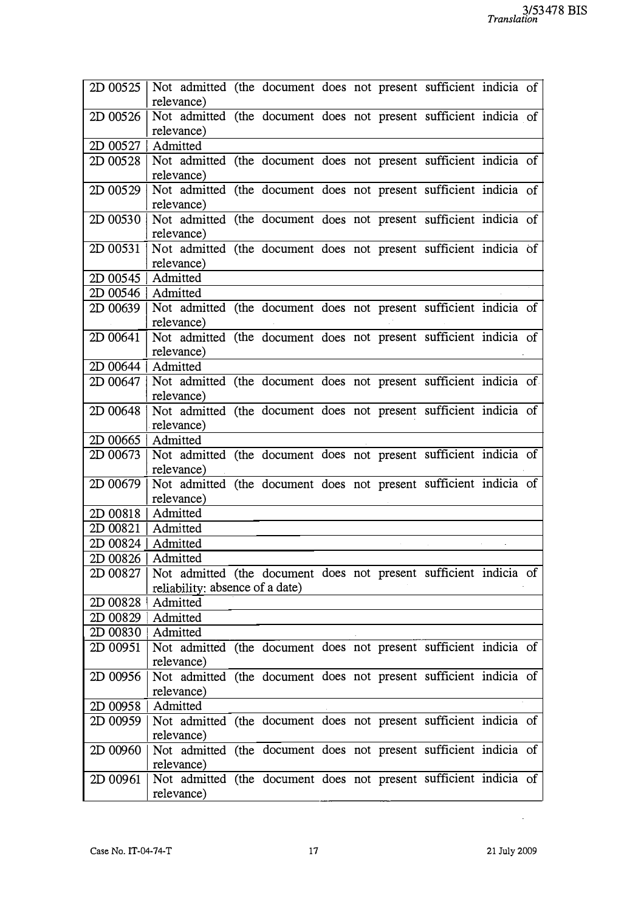| | |
|---|---|
| 2D 00525 | Not admitted (the document does not present sufficient indicia of relevance) |
| 2D 00526 | Not admitted (the document does not present sufficient indicia of relevance) |
| 2D 00527 | Admitted |
| 2D 00528 | Not admitted (the document does not present sufficient indicia of relevance) |
| 2D 00529 | Not admitted (the document does not present sufficient indicia of relevance) |
| 2D 00530 | Not admitted (the document does not present sufficient indicia of relevance) |
| 2D 00531 | Not admitted (the document does not present sufficient indicia of relevance) |
| 2D 00545 | Admitted |
| 2D 00546 | Admitted |
| 2D 00639 | Not admitted (the document does not present sufficient indicia of relevance) |
| 2D 00641 | Not admitted (the document does not present sufficient indicia of relevance) |
| 2D 00644 | Admitted |
| 2D 00647 | Not admitted (the document does not present sufficient indicia of relevance) |
| 2D 00648 | Not admitted (the document does not present sufficient indicia of relevance) |
| 2D 00665 | Admitted |
| 2D 00673 | Not admitted (the document does not present sufficient indicia of relevance) |
| 2D 00679 | Not admitted (the document does not present sufficient indicia of relevance) |
| 2D 00818 | Admitted |
| 2D 00821 | Admitted |
| 2D 00824 | Admitted |
| 2D 00826 | Admitted |
| 2D 00827 | Not admitted (the document does not present sufficient indicia of reliability: absence of a date) |
| 2D 00828 | Admitted |
| 2D 00829 | Admitted |
| 2D 00830 | Admitted |
| 2D 00951 | Not admitted (the document does not present sufficient indicia of relevance) |
| 2D 00956 | Not admitted (the document does not present sufficient indicia of relevance) |
| 2D 00958 | Admitted |
| 2D 00959 | Not admitted (the document does not present sufficient indicia of relevance) |
| 2D 00960 | Not admitted (the document does not present sufficient indicia of relevance) |
| 2D 00961 | Not admitted (the document does not present sufficient indicia of relevance) |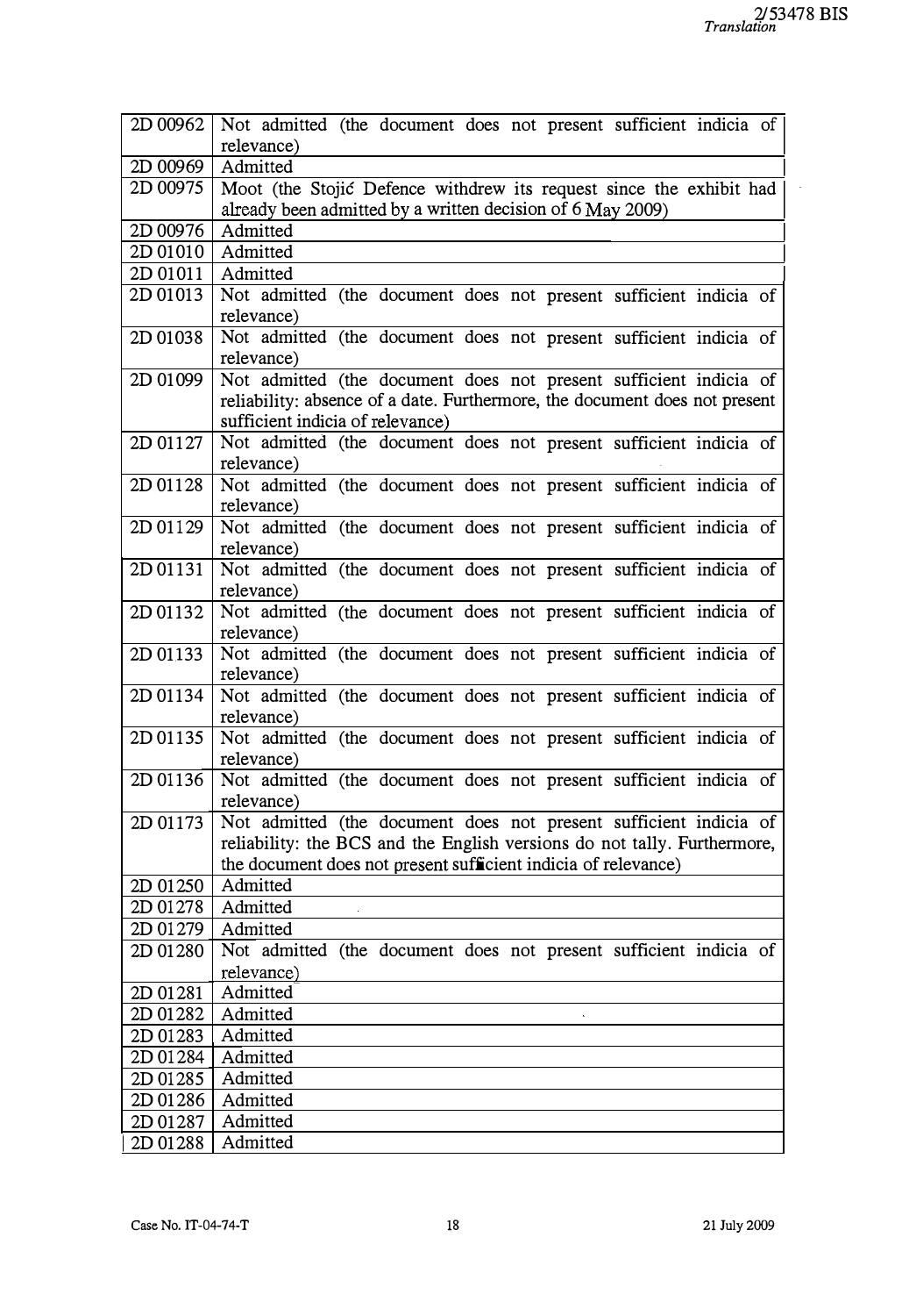| | |
|---|---|
| 2D 00962 | Not admitted (the document does not present sufficient indicia of relevance) |
| 2D 00969 | Admitted |
| 2D 00975 | Moot (the Stojić Defence withdrew its request since the exhibit had already been admitted by a written decision of 6 May 2009) |
| 2D 00976 | Admitted |
| 2D 01010 | Admitted |
| 2D 01011 | Admitted |
| 2D 01013 | Not admitted (the document does not present sufficient indicia of relevance) |
| 2D 01038 | Not admitted (the document does not present sufficient indicia of relevance) |
| 2D 01099 | Not admitted (the document does not present sufficient indicia of reliability: absence of a date. Furthermore, the document does not present sufficient indicia of relevance) |
| 2D 01127 | Not admitted (the document does not present sufficient indicia of relevance) |
| 2D 01128 | Not admitted (the document does not present sufficient indicia of relevance) |
| 2D 01129 | Not admitted (the document does not present sufficient indicia of relevance) |
| 2D 01131 | Not admitted (the document does not present sufficient indicia of relevance) |
| 2D 01132 | Not admitted (the document does not present sufficient indicia of relevance) |
| 2D 01133 | Not admitted (the document does not present sufficient indicia of relevance) |
| 2D 01134 | Not admitted (the document does not present sufficient indicia of relevance) |
| 2D 01135 | Not admitted (the document does not present sufficient indicia of relevance) |
| 2D 01136 | Not admitted (the document does not present sufficient indicia of relevance) |
| 2D 01173 | Not admitted (the document does not present sufficient indicia of reliability: the BCS and the English versions do not tally. Furthermore, the document does not present sufficient indicia of relevance) |
| 2D 01250 | Admitted |
| 2D 01278 | Admitted |
| 2D 01279 | Admitted |
| 2D 01280 | Not admitted (the document does not present sufficient indicia of relevance) |
| 2D 01281 | Admitted |
| 2D 01282 | Admitted |
| 2D 01283 | Admitted |
| 2D 01284 | Admitted |
| 2D 01285 | Admitted |
| 2D 01286 | Admitted |
| 2D 01287 | Admitted |
| 2D 01288 | Admitted |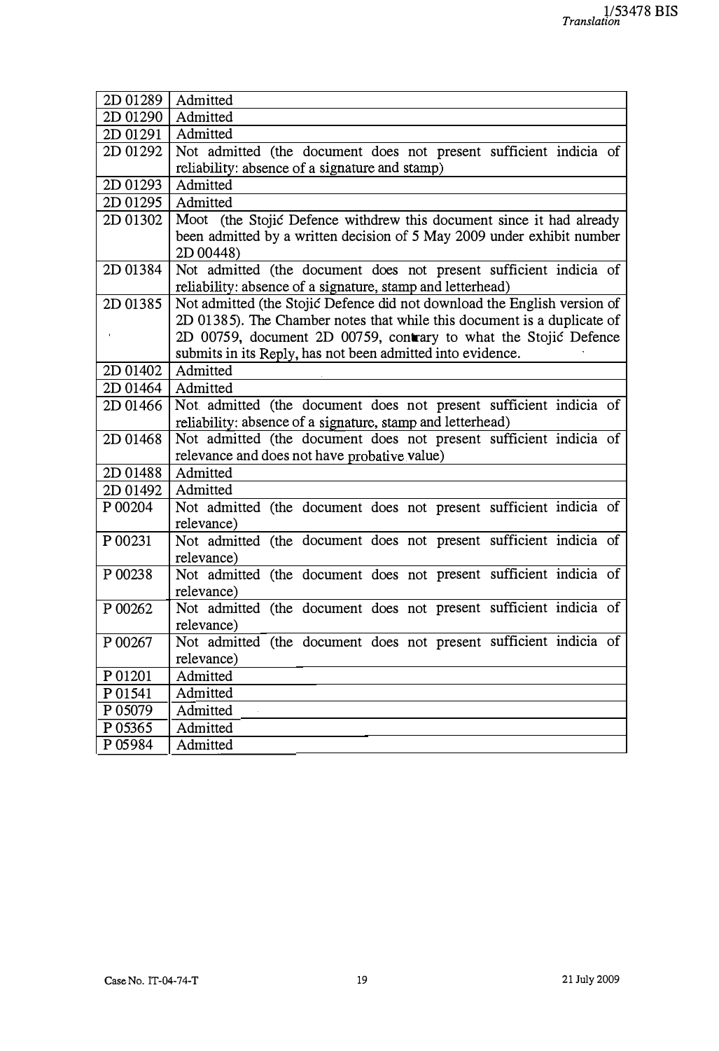| | |
|---|---|
| 2D 01289 | Admitted |
| 2D 01290 | Admitted |
| 2D 01291 | Admitted |
| 2D 01292 | Not admitted (the document does not present sufficient indicia of reliability: absence of a signature and stamp) |
| 2D 01293 | Admitted |
| 2D 01295 | Admitted |
| 2D 01302 | Moot (the Stojić Defence withdrew this document since it had already been admitted by a written decision of 5 May 2009 under exhibit number 2D 00448) |
| 2D 01384 | Not admitted (the document does not present sufficient indicia of reliability: absence of a signature, stamp and letterhead) |
| 2D 01385 | Not admitted (the Stojić Defence did not download the English version of 2D 01385). The Chamber notes that while this document is a duplicate of 2D 00759, document 2D 00759, contrary to what the Stojić Defence submits in its Reply, has not been admitted into evidence. |
| 2D 01402 | Admitted |
| 2D 01464 | Admitted |
| 2D 01466 | Not admitted (the document does not present sufficient indicia of reliability: absence of a signature, stamp and letterhead) |
| 2D 01468 | Not admitted (the document does not present sufficient indicia of relevance and does not have probative value) |
| 2D 01488 | Admitted |
| 2D 01492 | Admitted |
| P 00204 | Not admitted (the document does not present sufficient indicia of relevance) |
| P 00231 | Not admitted (the document does not present sufficient indicia of relevance) |
| P 00238 | Not admitted (the document does not present sufficient indicia of relevance) |
| P 00262 | Not admitted (the document does not present sufficient indicia of relevance) |
| P 00267 | Not admitted (the document does not present sufficient indicia of relevance) |
| P 01201 | Admitted |
| P 01541 | Admitted |
| P 05079 | Admitted |
| P 05365 | Admitted |
| P 05984 | Admitted |